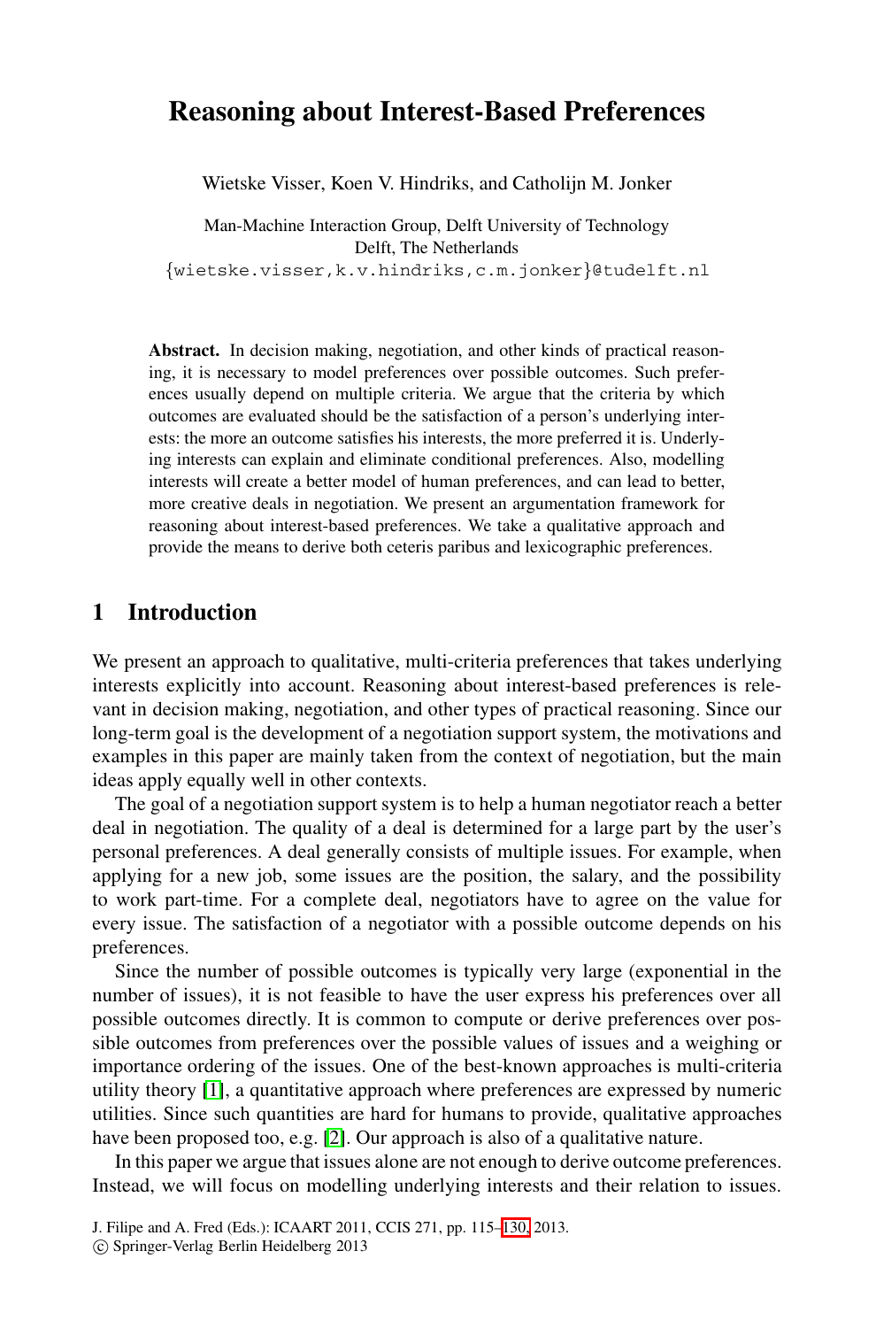# Reasoning about Interest-Based Preferences

Wietske Visser, Koen V. Hindriks, and Catholijn M. Jonker

Man-Machine Interaction Group, Delft University of Technology
Delft, The Netherlands
{wietske.visser,k.v.hindriks,c.m.jonker}@tudelft.nl

**Abstract.** In decision making, negotiation, and other kinds of practical reasoning, it is necessary to model preferences over possible outcomes. Such preferences usually depend on multiple criteria. We argue that the criteria by which outcomes are evaluated should be the satisfaction of a person's underlying interests: the more an outcome satisfies his interests, the more preferred it is. Underlying interests can explain and eliminate conditional preferences. Also, modelling interests will create a better model of human preferences, and can lead to better, more creative deals in negotiation. We present an argumentation framework for reasoning about interest-based preferences. We take a qualitative approach and provide the means to derive both ceteris paribus and lexicographic preferences.

## 1 Introduction

We present an approach to qualitative, multi-criteria preferences that takes underlying interests explicitly into account. Reasoning about interest-based preferences is relevant in decision making, negotiation, and other types of practical reasoning. Since our long-term goal is the development of a negotiation support system, the motivations and examples in this paper are mainly taken from the context of negotiation, but the main ideas apply equally well in other contexts.

The goal of a negotiation support system is to help a human negotiator reach a better deal in negotiation. The quality of a deal is determined for a large part by the user's personal preferences. A deal generally consists of multiple issues. For example, when applying for a new job, some issues are the position, the salary, and the possibility to work part-time. For a complete deal, negotiators have to agree on the value for every issue. The satisfaction of a negotiator with a possible outcome depends on his preferences.

Since the number of possible outcomes is typically very large (exponential in the number of issues), it is not feasible to have the user express his preferences over all possible outcomes directly. It is common to compute or derive preferences over possible outcomes from preferences over the possible values of issues and a weighing or importance ordering of the issues. One of the best-known approaches is multi-criteria utility theory [1], a quantitative approach where preferences are expressed by numeric utilities. Since such quantities are hard for humans to provide, qualitative approaches have been proposed too, e.g. [2]. Our approach is also of a qualitative nature.

In this paper we argue that issues alone are not enough to derive outcome preferences. Instead, we will focus on modelling underlying interests and their relation to issues.

J. Filipe and A. Fred (Eds.): ICAART 2011, CCIS 271, pp. 115–130, 2013.
© Springer-Verlag Berlin Heidelberg 2013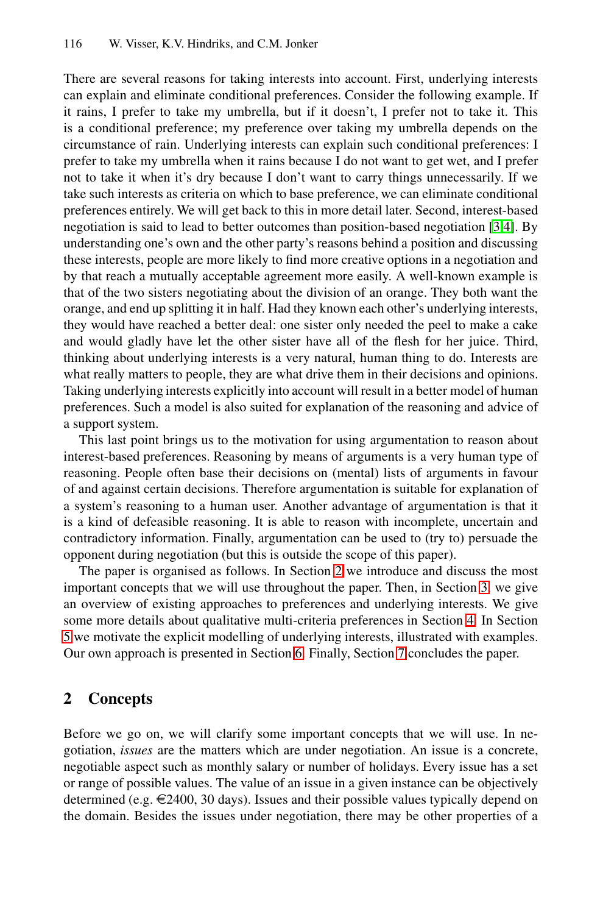There are several reasons for taking interests into account. First, underlying interests can explain and eliminate conditional preferences. Consider the following example. If it rains, I prefer to take my umbrella, but if it doesn't, I prefer not to take it. This is a conditional preference; my preference over taking my umbrella depends on the circumstance of rain. Underlying interests can explain such conditional preferences: I prefer to take my umbrella when it rains because I do not want to get wet, and I prefer not to take it when it's dry because I don't want to carry things unnecessarily. If we take such interests as criteria on which to base preference, we can eliminate conditional preferences entirely. We will get back to this in more detail later. Second, interest-based negotiation is said to lead to better outcomes than position-based negotiation [3,4]. By understanding one's own and the other party's reasons behind a position and discussing these interests, people are more likely to find more creative options in a negotiation and by that reach a mutually acceptable agreement more easily. A well-known example is that of the two sisters negotiating about the division of an orange. They both want the orange, and end up splitting it in half. Had they known each other's underlying interests, they would have reached a better deal: one sister only needed the peel to make a cake and would gladly have let the other sister have all of the flesh for her juice. Third, thinking about underlying interests is a very natural, human thing to do. Interests are what really matters to people, they are what drive them in their decisions and opinions. Taking underlying interests explicitly into account will result in a better model of human preferences. Such a model is also suited for explanation of the reasoning and advice of a support system.

This last point brings us to the motivation for using argumentation to reason about interest-based preferences. Reasoning by means of arguments is a very human type of reasoning. People often base their decisions on (mental) lists of arguments in favour of and against certain decisions. Therefore argumentation is suitable for explanation of a system's reasoning to a human user. Another advantage of argumentation is that it is a kind of defeasible reasoning. It is able to reason with incomplete, uncertain and contradictory information. Finally, argumentation can be used to (try to) persuade the opponent during negotiation (but this is outside the scope of this paper).

The paper is organised as follows. In Section 2 we introduce and discuss the most important concepts that we will use throughout the paper. Then, in Section 3, we give an overview of existing approaches to preferences and underlying interests. We give some more details about qualitative multi-criteria preferences in Section 4. In Section 5 we motivate the explicit modelling of underlying interests, illustrated with examples. Our own approach is presented in Section 6. Finally, Section 7 concludes the paper.

## 2 Concepts

Before we go on, we will clarify some important concepts that we will use. In negotiation, *issues* are the matters which are under negotiation. An issue is a concrete, negotiable aspect such as monthly salary or number of holidays. Every issue has a set or range of possible values. The value of an issue in a given instance can be objectively determined (e.g. €2400, 30 days). Issues and their possible values typically depend on the domain. Besides the issues under negotiation, there may be other properties of a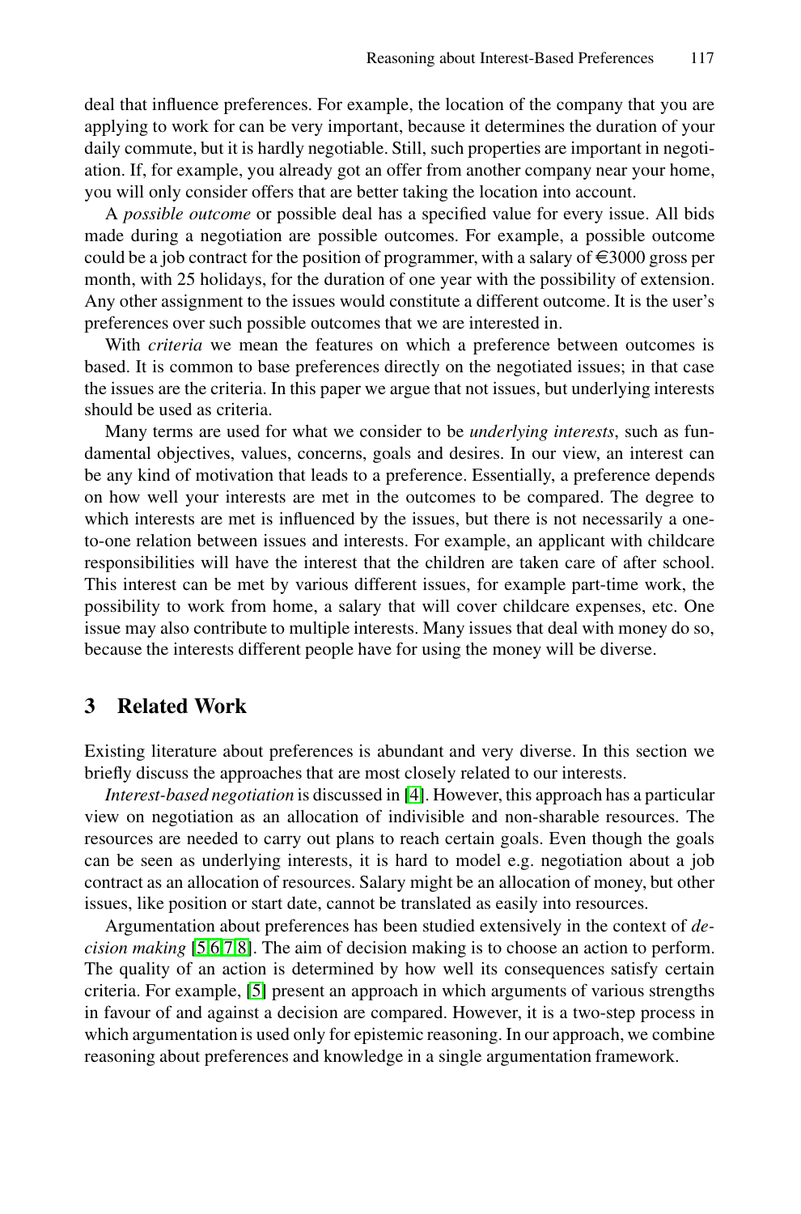deal that influence preferences. For example, the location of the company that you are applying to work for can be very important, because it determines the duration of your daily commute, but it is hardly negotiable. Still, such properties are important in negotiation. If, for example, you already got an offer from another company near your home, you will only consider offers that are better taking the location into account.

A *possible outcome* or possible deal has a specified value for every issue. All bids made during a negotiation are possible outcomes. For example, a possible outcome could be a job contract for the position of programmer, with a salary of €3000 gross per month, with 25 holidays, for the duration of one year with the possibility of extension. Any other assignment to the issues would constitute a different outcome. It is the user's preferences over such possible outcomes that we are interested in.

With *criteria* we mean the features on which a preference between outcomes is based. It is common to base preferences directly on the negotiated issues; in that case the issues are the criteria. In this paper we argue that not issues, but underlying interests should be used as criteria.

Many terms are used for what we consider to be *underlying interests*, such as fundamental objectives, values, concerns, goals and desires. In our view, an interest can be any kind of motivation that leads to a preference. Essentially, a preference depends on how well your interests are met in the outcomes to be compared. The degree to which interests are met is influenced by the issues, but there is not necessarily a one-to-one relation between issues and interests. For example, an applicant with childcare responsibilities will have the interest that the children are taken care of after school. This interest can be met by various different issues, for example part-time work, the possibility to work from home, a salary that will cover childcare expenses, etc. One issue may also contribute to multiple interests. Many issues that deal with money do so, because the interests different people have for using the money will be diverse.

## 3 Related Work

Existing literature about preferences is abundant and very diverse. In this section we briefly discuss the approaches that are most closely related to our interests.

*Interest-based negotiation* is discussed in [4]. However, this approach has a particular view on negotiation as an allocation of indivisible and non-sharable resources. The resources are needed to carry out plans to reach certain goals. Even though the goals can be seen as underlying interests, it is hard to model e.g. negotiation about a job contract as an allocation of resources. Salary might be an allocation of money, but other issues, like position or start date, cannot be translated as easily into resources.

Argumentation about preferences has been studied extensively in the context of *decision making* [5,6,7,8]. The aim of decision making is to choose an action to perform. The quality of an action is determined by how well its consequences satisfy certain criteria. For example, [5] present an approach in which arguments of various strengths in favour of and against a decision are compared. However, it is a two-step process in which argumentation is used only for epistemic reasoning. In our approach, we combine reasoning about preferences and knowledge in a single argumentation framework.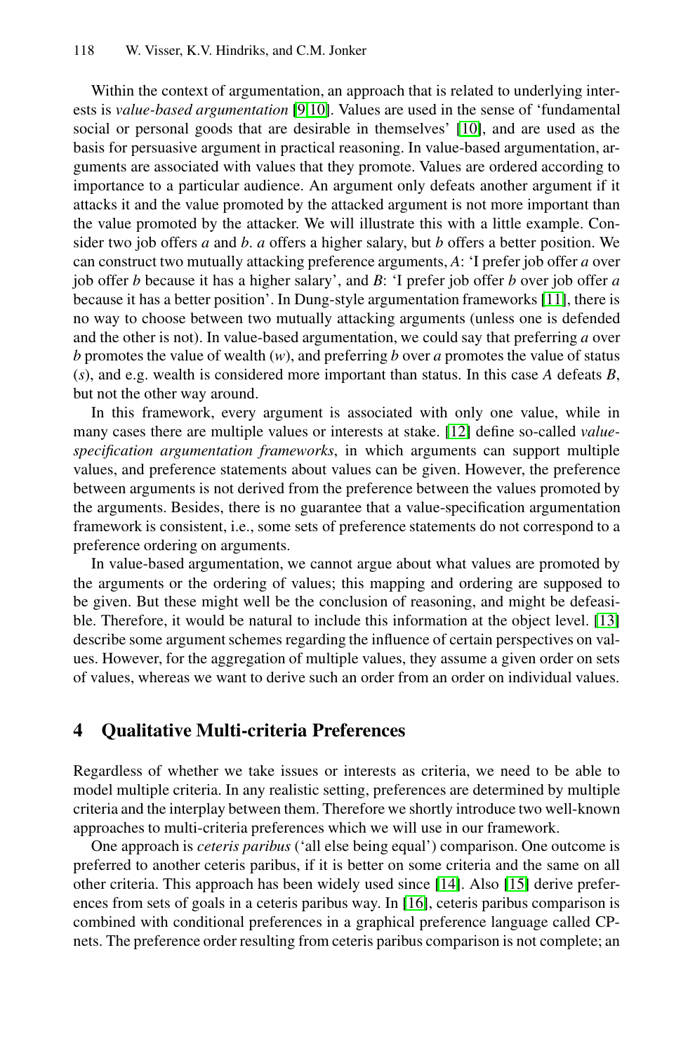Within the context of argumentation, an approach that is related to underlying interests is *value-based argumentation* [9,10]. Values are used in the sense of 'fundamental social or personal goods that are desirable in themselves' [10], and are used as the basis for persuasive argument in practical reasoning. In value-based argumentation, arguments are associated with values that they promote. Values are ordered according to importance to a particular audience. An argument only defeats another argument if it attacks it and the value promoted by the attacked argument is not more important than the value promoted by the attacker. We will illustrate this with a little example. Consider two job offers *a* and *b*. *a* offers a higher salary, but *b* offers a better position. We can construct two mutually attacking preference arguments, *A*: 'I prefer job offer *a* over job offer *b* because it has a higher salary', and *B*: 'I prefer job offer *b* over job offer *a* because it has a better position'. In Dung-style argumentation frameworks [11], there is no way to choose between two mutually attacking arguments (unless one is defended and the other is not). In value-based argumentation, we could say that preferring *a* over *b* promotes the value of wealth (*w*), and preferring *b* over *a* promotes the value of status (*s*), and e.g. wealth is considered more important than status. In this case *A* defeats *B*, but not the other way around.

In this framework, every argument is associated with only one value, while in many cases there are multiple values or interests at stake. [12] define so-called *value-specification argumentation frameworks*, in which arguments can support multiple values, and preference statements about values can be given. However, the preference between arguments is not derived from the preference between the values promoted by the arguments. Besides, there is no guarantee that a value-specification argumentation framework is consistent, i.e., some sets of preference statements do not correspond to a preference ordering on arguments.

In value-based argumentation, we cannot argue about what values are promoted by the arguments or the ordering of values; this mapping and ordering are supposed to be given. But these might well be the conclusion of reasoning, and might be defeasible. Therefore, it would be natural to include this information at the object level. [13] describe some argument schemes regarding the influence of certain perspectives on values. However, for the aggregation of multiple values, they assume a given order on sets of values, whereas we want to derive such an order from an order on individual values.

## 4 Qualitative Multi-criteria Preferences

Regardless of whether we take issues or interests as criteria, we need to be able to model multiple criteria. In any realistic setting, preferences are determined by multiple criteria and the interplay between them. Therefore we shortly introduce two well-known approaches to multi-criteria preferences which we will use in our framework.

One approach is *ceteris paribus* ('all else being equal') comparison. One outcome is preferred to another ceteris paribus, if it is better on some criteria and the same on all other criteria. This approach has been widely used since [14]. Also [15] derive preferences from sets of goals in a ceteris paribus way. In [16], ceteris paribus comparison is combined with conditional preferences in a graphical preference language called CP-nets. The preference order resulting from ceteris paribus comparison is not complete; an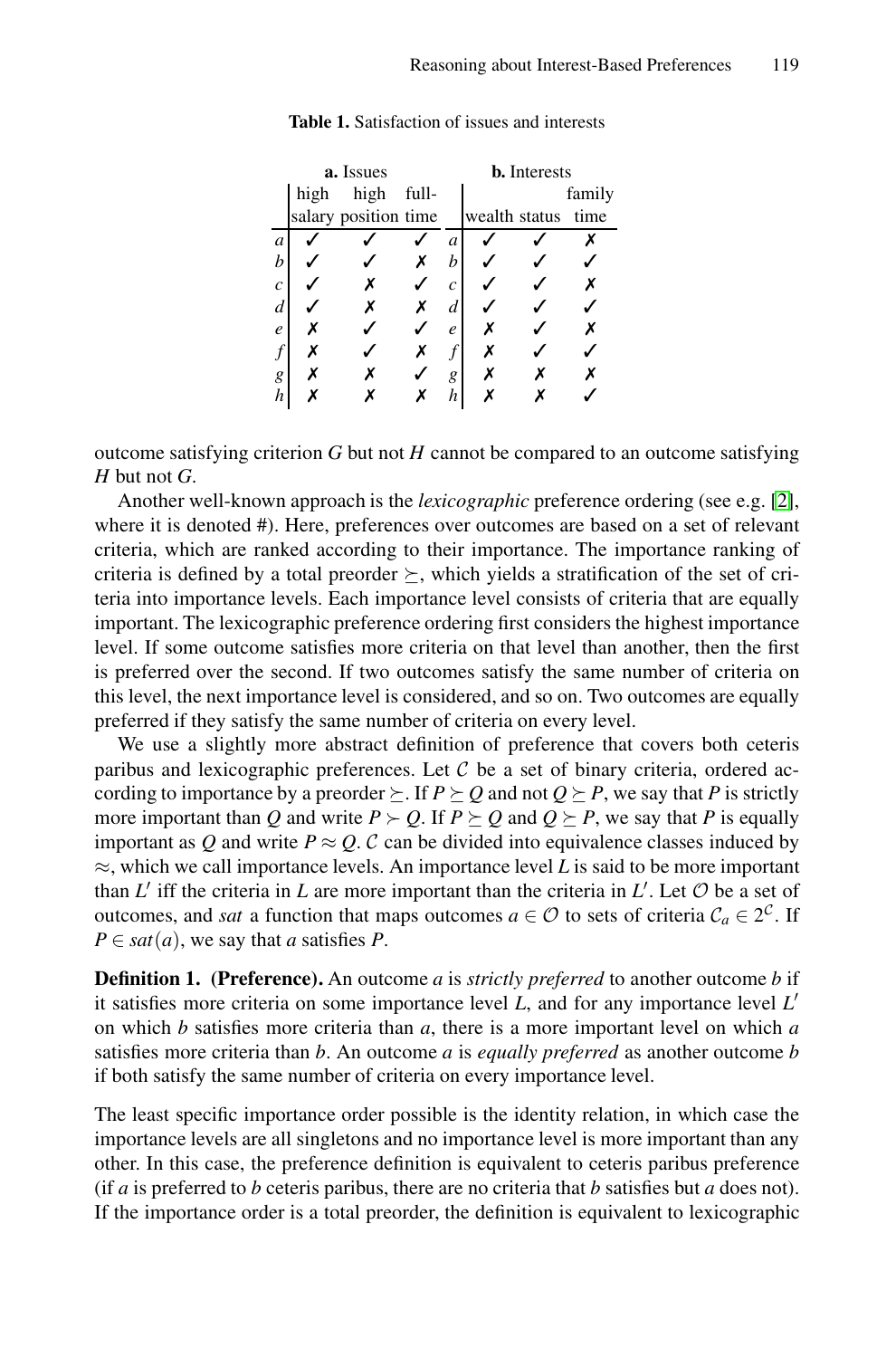**Table 1.** Satisfaction of issues and interests

| **a.** Issues | | | | **b.** Interests | | | |
|---|---|---|---|---|---|---|---|
| | high salary | high position | full-time | | wealth | status | family time |
| *a* | ✓ | ✓ | ✓ | *a* | ✓ | ✓ | ✗ |
| *b* | ✓ | ✓ | ✗ | *b* | ✓ | ✓ | ✓ |
| *c* | ✓ | ✗ | ✓ | *c* | ✓ | ✓ | ✗ |
| *d* | ✓ | ✗ | ✗ | *d* | ✓ | ✓ | ✓ |
| *e* | ✗ | ✓ | ✓ | *e* | ✗ | ✓ | ✗ |
| *f* | ✗ | ✓ | ✗ | *f* | ✗ | ✓ | ✓ |
| *g* | ✗ | ✗ | ✓ | *g* | ✗ | ✗ | ✗ |
| *h* | ✗ | ✗ | ✗ | *h* | ✗ | ✗ | ✓ |

outcome satisfying criterion $G$ but not $H$ cannot be compared to an outcome satisfying $H$ but not $G$.

Another well-known approach is the *lexicographic* preference ordering (see e.g. [2], where it is denoted #). Here, preferences over outcomes are based on a set of relevant criteria, which are ranked according to their importance. The importance ranking of criteria is defined by a total preorder $\succeq$, which yields a stratification of the set of criteria into importance levels. Each importance level consists of criteria that are equally important. The lexicographic preference ordering first considers the highest importance level. If some outcome satisfies more criteria on that level than another, then the first is preferred over the second. If two outcomes satisfy the same number of criteria on this level, the next importance level is considered, and so on. Two outcomes are equally preferred if they satisfy the same number of criteria on every level.

We use a slightly more abstract definition of preference that covers both ceteris paribus and lexicographic preferences. Let $\mathcal{C}$ be a set of binary criteria, ordered according to importance by a preorder $\succeq$. If $P \succeq Q$ and not $Q \succeq P$, we say that $P$ is strictly more important than $Q$ and write $P \succ Q$. If $P \succeq Q$ and $Q \succeq P$, we say that $P$ is equally important as $Q$ and write $P \approx Q$. $\mathcal{C}$ can be divided into equivalence classes induced by $\approx$, which we call importance levels. An importance level $L$ is said to be more important than $L'$ iff the criteria in $L$ are more important than the criteria in $L'$. Let $\mathcal{O}$ be a set of outcomes, and *sat* a function that maps outcomes $a \in \mathcal{O}$ to sets of criteria $\mathcal{C}_a \in 2^{\mathcal{C}}$. If $P \in sat(a)$, we say that $a$ satisfies $P$.

**Definition 1. (Preference).** An outcome $a$ is *strictly preferred* to another outcome $b$ if it satisfies more criteria on some importance level $L$, and for any importance level $L'$ on which $b$ satisfies more criteria than $a$, there is a more important level on which $a$ satisfies more criteria than $b$. An outcome $a$ is *equally preferred* as another outcome $b$ if both satisfy the same number of criteria on every importance level.

The least specific importance order possible is the identity relation, in which case the importance levels are all singletons and no importance level is more important than any other. In this case, the preference definition is equivalent to ceteris paribus preference (if $a$ is preferred to $b$ ceteris paribus, there are no criteria that $b$ satisfies but $a$ does not). If the importance order is a total preorder, the definition is equivalent to lexicographic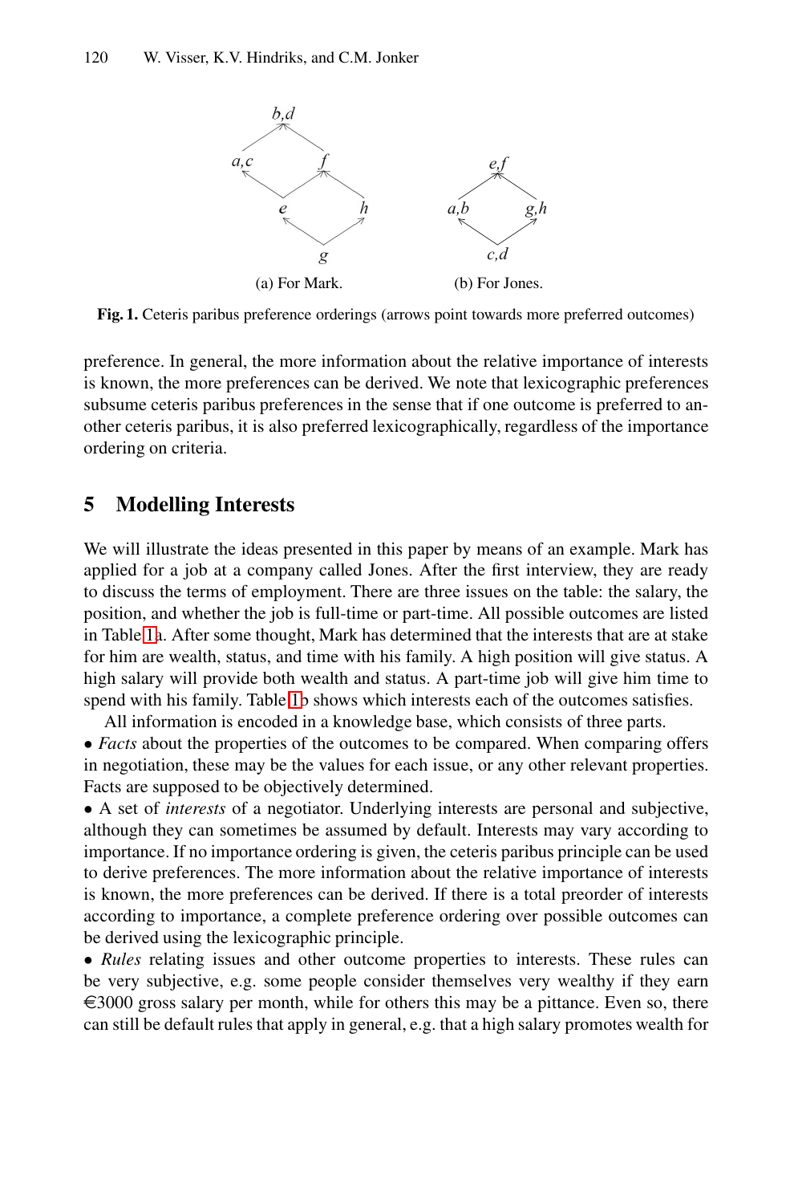(a) For Mark.

(b) For Jones.

**Fig. 1.** Ceteris paribus preference orderings (arrows point towards more preferred outcomes)

preference. In general, the more information about the relative importance of interests is known, the more preferences can be derived. We note that lexicographic preferences subsume ceteris paribus preferences in the sense that if one outcome is preferred to another ceteris paribus, it is also preferred lexicographically, regardless of the importance ordering on criteria.

## 5 Modelling Interests

We will illustrate the ideas presented in this paper by means of an example. Mark has applied for a job at a company called Jones. After the first interview, they are ready to discuss the terms of employment. There are three issues on the table: the salary, the position, and whether the job is full-time or part-time. All possible outcomes are listed in Table 1a. After some thought, Mark has determined that the interests that are at stake for him are wealth, status, and time with his family. A high position will give status. A high salary will provide both wealth and status. A part-time job will give him time to spend with his family. Table 1b shows which interests each of the outcomes satisfies.

All information is encoded in a knowledge base, which consists of three parts.

• *Facts* about the properties of the outcomes to be compared. When comparing offers in negotiation, these may be the values for each issue, or any other relevant properties. Facts are supposed to be objectively determined.

• A set of *interests* of a negotiator. Underlying interests are personal and subjective, although they can sometimes be assumed by default. Interests may vary according to importance. If no importance ordering is given, the ceteris paribus principle can be used to derive preferences. The more information about the relative importance of interests is known, the more preferences can be derived. If there is a total preorder of interests according to importance, a complete preference ordering over possible outcomes can be derived using the lexicographic principle.

• *Rules* relating issues and other outcome properties to interests. These rules can be very subjective, e.g. some people consider themselves very wealthy if they earn €3000 gross salary per month, while for others this may be a pittance. Even so, there can still be default rules that apply in general, e.g. that a high salary promotes wealth for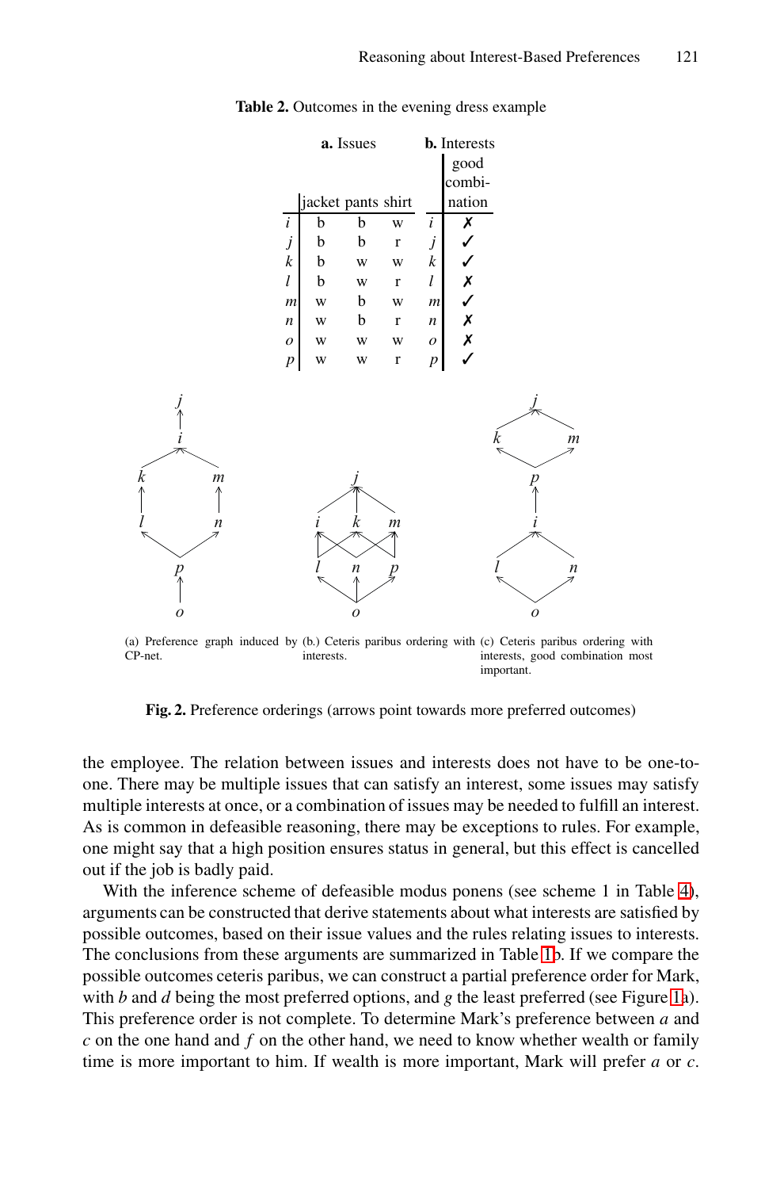**Table 2.** Outcomes in the evening dress example

| | **a.** Issues | | | **b.** Interests |
|---|---|---|---|---|
| | jacket | pants | shirt | good combination |
| *i* | b | b | w | ✗ |
| *j* | b | b | r | ✓ |
| *k* | b | w | w | ✓ |
| *l* | b | w | r | ✗ |
| *m* | w | b | w | ✓ |
| *n* | w | b | r | ✗ |
| *o* | w | w | w | ✗ |
| *p* | w | w | r | ✓ |

(a) Preference graph induced by CP-net. (b.) Ceteris paribus ordering with interests. (c) Ceteris paribus ordering with interests, good combination most important.

**Fig. 2.** Preference orderings (arrows point towards more preferred outcomes)

the employee. The relation between issues and interests does not have to be one-to-one. There may be multiple issues that can satisfy an interest, some issues may satisfy multiple interests at once, or a combination of issues may be needed to fulfill an interest. As is common in defeasible reasoning, there may be exceptions to rules. For example, one might say that a high position ensures status in general, but this effect is cancelled out if the job is badly paid.

With the inference scheme of defeasible modus ponens (see scheme 1 in Table 4), arguments can be constructed that derive statements about what interests are satisfied by possible outcomes, based on their issue values and the rules relating issues to interests. The conclusions from these arguments are summarized in Table 1b. If we compare the possible outcomes ceteris paribus, we can construct a partial preference order for Mark, with *b* and *d* being the most preferred options, and *g* the least preferred (see Figure 1a). This preference order is not complete. To determine Mark's preference between *a* and *c* on the one hand and *f* on the other hand, we need to know whether wealth or family time is more important to him. If wealth is more important, Mark will prefer *a* or *c*.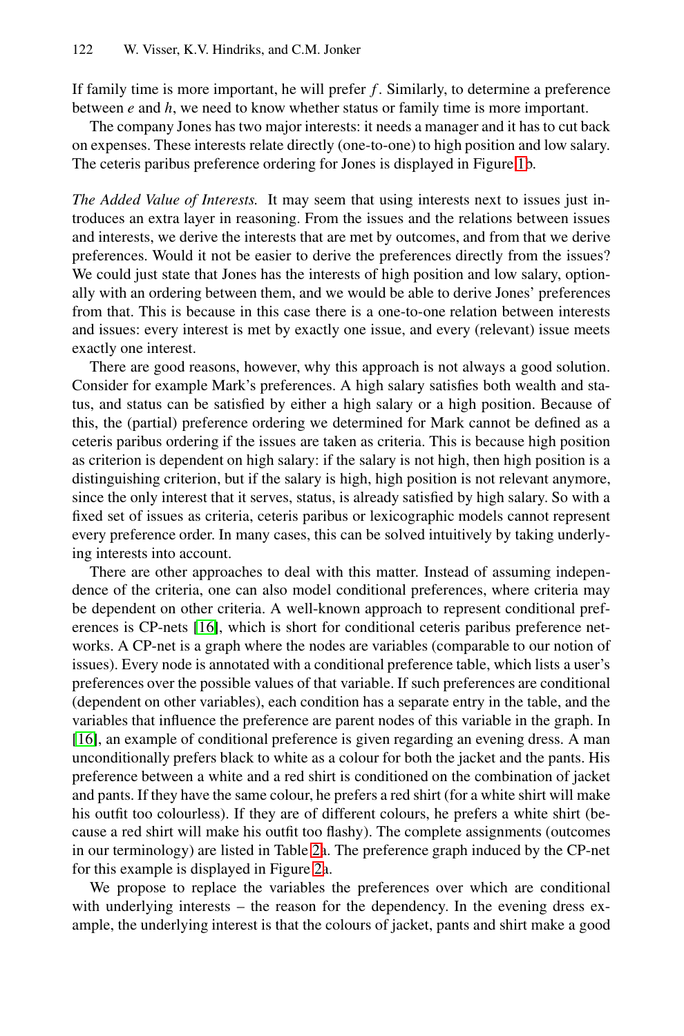If family time is more important, he will prefer $f$. Similarly, to determine a preference between $e$ and $h$, we need to know whether status or family time is more important.

The company Jones has two major interests: it needs a manager and it has to cut back on expenses. These interests relate directly (one-to-one) to high position and low salary. The ceteris paribus preference ordering for Jones is displayed in Figure 1b.

*The Added Value of Interests.* It may seem that using interests next to issues just introduces an extra layer in reasoning. From the issues and the relations between issues and interests, we derive the interests that are met by outcomes, and from that we derive preferences. Would it not be easier to derive the preferences directly from the issues? We could just state that Jones has the interests of high position and low salary, optionally with an ordering between them, and we would be able to derive Jones' preferences from that. This is because in this case there is a one-to-one relation between interests and issues: every interest is met by exactly one issue, and every (relevant) issue meets exactly one interest.

There are good reasons, however, why this approach is not always a good solution. Consider for example Mark's preferences. A high salary satisfies both wealth and status, and status can be satisfied by either a high salary or a high position. Because of this, the (partial) preference ordering we determined for Mark cannot be defined as a ceteris paribus ordering if the issues are taken as criteria. This is because high position as criterion is dependent on high salary: if the salary is not high, then high position is a distinguishing criterion, but if the salary is high, high position is not relevant anymore, since the only interest that it serves, status, is already satisfied by high salary. So with a fixed set of issues as criteria, ceteris paribus or lexicographic models cannot represent every preference order. In many cases, this can be solved intuitively by taking underlying interests into account.

There are other approaches to deal with this matter. Instead of assuming independence of the criteria, one can also model conditional preferences, where criteria may be dependent on other criteria. A well-known approach to represent conditional preferences is CP-nets [16], which is short for conditional ceteris paribus preference networks. A CP-net is a graph where the nodes are variables (comparable to our notion of issues). Every node is annotated with a conditional preference table, which lists a user's preferences over the possible values of that variable. If such preferences are conditional (dependent on other variables), each condition has a separate entry in the table, and the variables that influence the preference are parent nodes of this variable in the graph. In [16], an example of conditional preference is given regarding an evening dress. A man unconditionally prefers black to white as a colour for both the jacket and the pants. His preference between a white and a red shirt is conditioned on the combination of jacket and pants. If they have the same colour, he prefers a red shirt (for a white shirt will make his outfit too colourless). If they are of different colours, he prefers a white shirt (because a red shirt will make his outfit too flashy). The complete assignments (outcomes in our terminology) are listed in Table 2a. The preference graph induced by the CP-net for this example is displayed in Figure 2a.

We propose to replace the variables the preferences over which are conditional with underlying interests – the reason for the dependency. In the evening dress example, the underlying interest is that the colours of jacket, pants and shirt make a good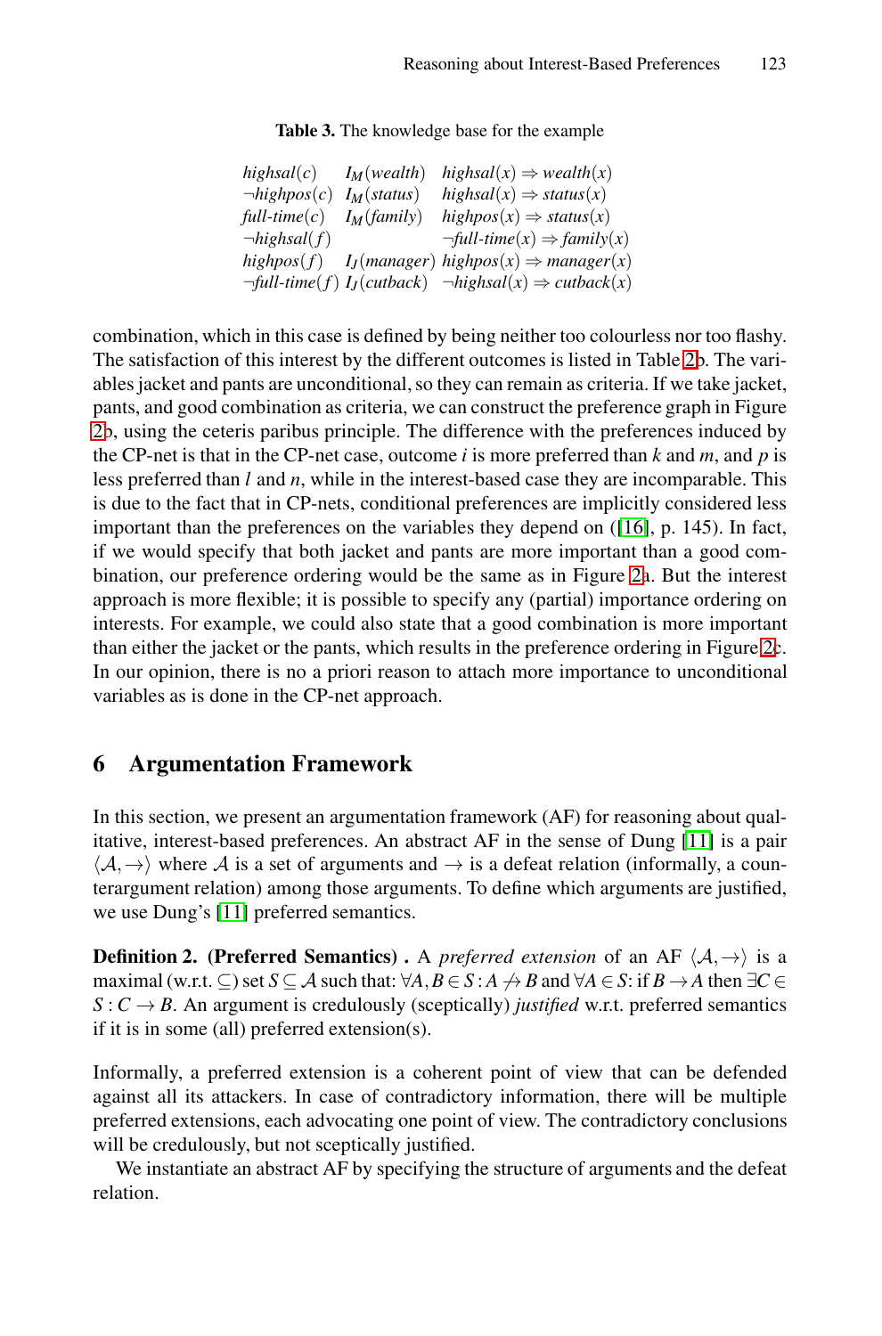**Table 3.** The knowledge base for the example

| | | |
|---|---|---|
| $highsal(c)$ | $I_M(wealth)$ | $highsal(x) \Rightarrow wealth(x)$ |
| $\neg highpos(c)$ | $I_M(status)$ | $highsal(x) \Rightarrow status(x)$ |
| $full\text{-}time(c)$ | $I_M(family)$ | $highpos(x) \Rightarrow status(x)$ |
| $\neg highsal(f)$ | | $\neg full\text{-}time(x) \Rightarrow family(x)$ |
| $highpos(f)$ | $I_J(manager)$ | $highpos(x) \Rightarrow manager(x)$ |
| $\neg full\text{-}time(f)$ | $I_J(cutback)$ | $\neg highsal(x) \Rightarrow cutback(x)$ |

combination, which in this case is defined by being neither too colourless nor too flashy. The satisfaction of this interest by the different outcomes is listed in Table 2b. The variables jacket and pants are unconditional, so they can remain as criteria. If we take jacket, pants, and good combination as criteria, we can construct the preference graph in Figure 2b, using the ceteris paribus principle. The difference with the preferences induced by the CP-net is that in the CP-net case, outcome *i* is more preferred than *k* and *m*, and *p* is less preferred than *l* and *n*, while in the interest-based case they are incomparable. This is due to the fact that in CP-nets, conditional preferences are implicitly considered less important than the preferences on the variables they depend on ([16], p. 145). In fact, if we would specify that both jacket and pants are more important than a good combination, our preference ordering would be the same as in Figure 2a. But the interest approach is more flexible; it is possible to specify any (partial) importance ordering on interests. For example, we could also state that a good combination is more important than either the jacket or the pants, which results in the preference ordering in Figure 2c. In our opinion, there is no a priori reason to attach more importance to unconditional variables as is done in the CP-net approach.

## 6 Argumentation Framework

In this section, we present an argumentation framework (AF) for reasoning about qualitative, interest-based preferences. An abstract AF in the sense of Dung [11] is a pair $\langle \mathcal{A}, \rightarrow \rangle$ where $\mathcal{A}$ is a set of arguments and $\rightarrow$ is a defeat relation (informally, a counterargument relation) among those arguments. To define which arguments are justified, we use Dung's [11] preferred semantics.

**Definition 2. (Preferred Semantics) .** A *preferred extension* of an AF $\langle \mathcal{A}, \rightarrow \rangle$ is a maximal (w.r.t. $\subseteq$) set $S \subseteq \mathcal{A}$ such that: $\forall A, B \in S : A \not\rightarrow B$ and $\forall A \in S$: if $B \rightarrow A$ then $\exists C \in S : C \rightarrow B$. An argument is credulously (sceptically) *justified* w.r.t. preferred semantics if it is in some (all) preferred extension(s).

Informally, a preferred extension is a coherent point of view that can be defended against all its attackers. In case of contradictory information, there will be multiple preferred extensions, each advocating one point of view. The contradictory conclusions will be credulously, but not sceptically justified.

We instantiate an abstract AF by specifying the structure of arguments and the defeat relation.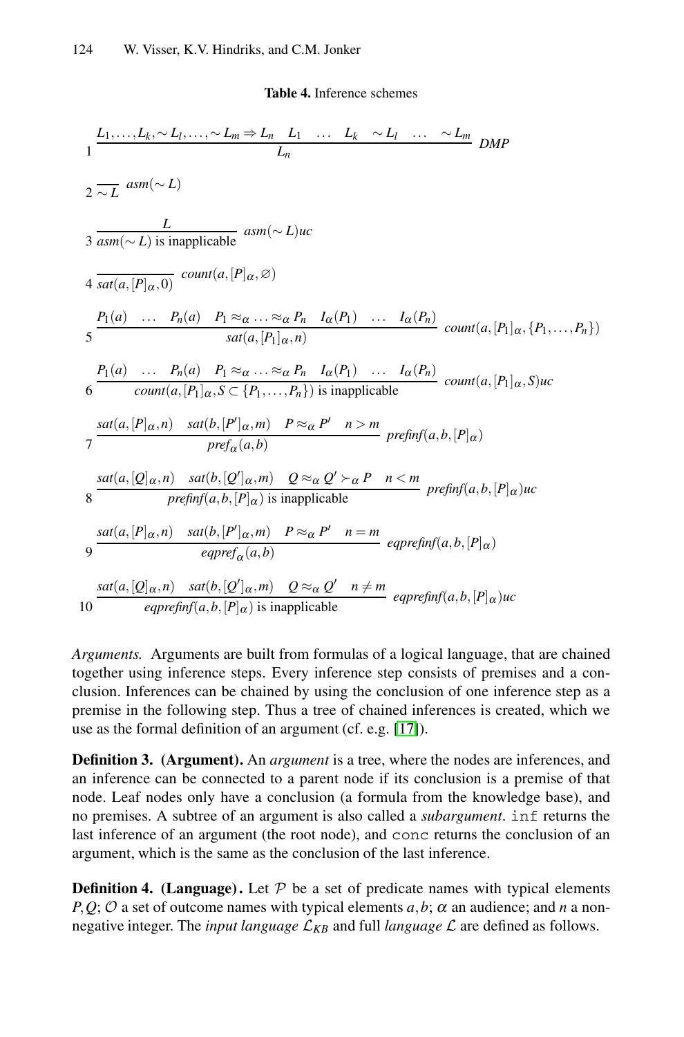**Table 4.** Inference schemes

$$1 \quad \frac{L_1,\ldots,L_k,\sim L_l,\ldots,\sim L_m \Rightarrow L_n \quad L_1 \quad \ldots \quad L_k \quad \sim L_l \quad \ldots \quad \sim L_m}{L_n}\ \mathit{DMP}$$

$$2 \quad \frac{}{\sim L}\ \mathit{asm}(\sim L)$$

$$3 \quad \frac{L}{\mathit{asm}(\sim L) \text{ is inapplicable}}\ \mathit{asm}(\sim L)\mathit{uc}$$

$$4 \quad \frac{}{\mathit{sat}(a,[P]_\alpha,0)}\ \mathit{count}(a,[P]_\alpha,\varnothing)$$

$$5 \quad \frac{P_1(a) \quad \ldots \quad P_n(a) \quad P_1 \approx_\alpha \ldots \approx_\alpha P_n \quad I_\alpha(P_1) \quad \ldots \quad I_\alpha(P_n)}{\mathit{sat}(a,[P_1]_\alpha,n)}\ \mathit{count}(a,[P_1]_\alpha,\{P_1,\ldots,P_n\})$$

$$6 \quad \frac{P_1(a) \quad \ldots \quad P_n(a) \quad P_1 \approx_\alpha \ldots \approx_\alpha P_n \quad I_\alpha(P_1) \quad \ldots \quad I_\alpha(P_n)}{\mathit{count}(a,[P_1]_\alpha,S \subset \{P_1,\ldots,P_n\}) \text{ is inapplicable}}\ \mathit{count}(a,[P_1]_\alpha,S)\mathit{uc}$$

$$7 \quad \frac{\mathit{sat}(a,[P]_\alpha,n) \quad \mathit{sat}(b,[P']_\alpha,m) \quad P \approx_\alpha P' \quad n > m}{\mathit{pref}_\alpha(a,b)}\ \mathit{prefinf}(a,b,[P]_\alpha)$$

$$8 \quad \frac{\mathit{sat}(a,[Q]_\alpha,n) \quad \mathit{sat}(b,[Q']_\alpha,m) \quad Q \approx_\alpha Q' \succ_\alpha P \quad n < m}{\mathit{prefinf}(a,b,[P]_\alpha) \text{ is inapplicable}}\ \mathit{prefinf}(a,b,[P]_\alpha)\mathit{uc}$$

$$9 \quad \frac{\mathit{sat}(a,[P]_\alpha,n) \quad \mathit{sat}(b,[P']_\alpha,m) \quad P \approx_\alpha P' \quad n = m}{\mathit{eqpref}_\alpha(a,b)}\ \mathit{eqprefinf}(a,b,[P]_\alpha)$$

$$10 \quad \frac{\mathit{sat}(a,[Q]_\alpha,n) \quad \mathit{sat}(b,[Q']_\alpha,m) \quad Q \approx_\alpha Q' \quad n \neq m}{\mathit{eqprefinf}(a,b,[P]_\alpha) \text{ is inapplicable}}\ \mathit{eqprefinf}(a,b,[P]_\alpha)\mathit{uc}$$

*Arguments.* Arguments are built from formulas of a logical language, that are chained together using inference steps. Every inference step consists of premises and a conclusion. Inferences can be chained by using the conclusion of one inference step as a premise in the following step. Thus a tree of chained inferences is created, which we use as the formal definition of an argument (cf. e.g. [17]).

**Definition 3. (Argument).** An *argument* is a tree, where the nodes are inferences, and an inference can be connected to a parent node if its conclusion is a premise of that node. Leaf nodes only have a conclusion (a formula from the knowledge base), and no premises. A subtree of an argument is also called a *subargument*. `inf` returns the last inference of an argument (the root node), and `conc` returns the conclusion of an argument, which is the same as the conclusion of the last inference.

**Definition 4. (Language).** Let $\mathcal{P}$ be a set of predicate names with typical elements $P,Q$; $\mathcal{O}$ a set of outcome names with typical elements $a,b$; $\alpha$ an audience; and $n$ a non-negative integer. The *input language* $\mathcal{L}_{KB}$ and full *language* $\mathcal{L}$ are defined as follows.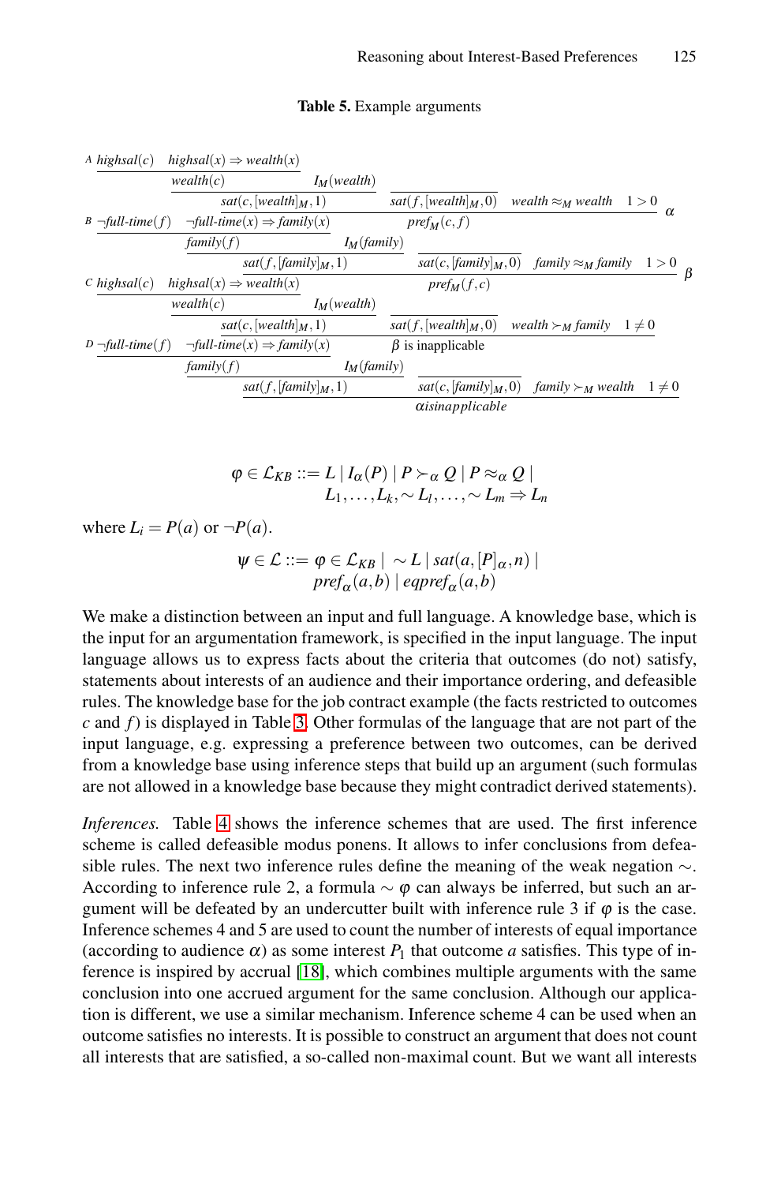**Table 5.** Example arguments

$$
\dfrac{
\dfrac{
\dfrac{
\dfrac{A\ highsal(c) \quad highsal(x) \Rightarrow wealth(x)}{wealth(c)} \quad I_M(wealth)
}{sat(c,[wealth]_M,1)}
\quad
\dfrac{}{sat(f,[wealth]_M,0)}
\quad wealth \approx_M wealth \quad 1>0
}{pref_M(c,f)}
}{\alpha}
$$

$$
\dfrac{
\dfrac{
\dfrac{B\ \neg full\text{-}time(f) \quad \neg full\text{-}time(x) \Rightarrow family(x)}{family(f)} \quad I_M(family)
}{sat(f,[family]_M,1)}
\quad
\dfrac{}{sat(c,[family]_M,0)}
\quad family \approx_M family \quad 1>0
}{pref_M(f,c)}\ \beta
$$

$$
\dfrac{
\dfrac{
\dfrac{C\ highsal(c) \quad highsal(x) \Rightarrow wealth(x)}{wealth(c)} \quad I_M(wealth)
}{sat(c,[wealth]_M,1)}
\quad
\dfrac{}{sat(f,[wealth]_M,0)}
\quad wealth \succ_M family \quad 1 \neq 0
}{\beta \text{ is inapplicable}}
$$

$$
\dfrac{
\dfrac{
\dfrac{D\ \neg full\text{-}time(f) \quad \neg full\text{-}time(x) \Rightarrow family(x)}{family(f)} \quad I_M(family)
}{sat(f,[family]_M,1)}
\quad
\dfrac{}{sat(c,[family]_M,0)}
\quad family \succ_M wealth \quad 1 \neq 0
}{\alpha isinapplicable}
$$

$$\varphi \in \mathcal{L}_{KB} ::= L \mid I_\alpha(P) \mid P \succ_\alpha Q \mid P \approx_\alpha Q \mid L_1,\ldots,L_k, \sim L_l,\ldots,\sim L_m \Rightarrow L_n$$

where $L_i = P(a)$ or $\neg P(a)$.

$$\psi \in \mathcal{L} ::= \varphi \in \mathcal{L}_{KB} \mid \ \sim L \mid sat(a,[P]_\alpha,n) \mid pref_\alpha(a,b) \mid eqpref_\alpha(a,b)$$

We make a distinction between an input and full language. A knowledge base, which is the input for an argumentation framework, is specified in the input language. The input language allows us to express facts about the criteria that outcomes (do not) satisfy, statements about interests of an audience and their importance ordering, and defeasible rules. The knowledge base for the job contract example (the facts restricted to outcomes $c$ and $f$) is displayed in Table 3. Other formulas of the language that are not part of the input language, e.g. expressing a preference between two outcomes, can be derived from a knowledge base using inference steps that build up an argument (such formulas are not allowed in a knowledge base because they might contradict derived statements).

*Inferences.* Table 4 shows the inference schemes that are used. The first inference scheme is called defeasible modus ponens. It allows to infer conclusions from defeasible rules. The next two inference rules define the meaning of the weak negation $\sim$. According to inference rule 2, a formula $\sim \varphi$ can always be inferred, but such an argument will be defeated by an undercutter built with inference rule 3 if $\varphi$ is the case. Inference schemes 4 and 5 are used to count the number of interests of equal importance (according to audience $\alpha$) as some interest $P_1$ that outcome $a$ satisfies. This type of inference is inspired by accrual [18], which combines multiple arguments with the same conclusion into one accrued argument for the same conclusion. Although our application is different, we use a similar mechanism. Inference scheme 4 can be used when an outcome satisfies no interests. It is possible to construct an argument that does not count all interests that are satisfied, a so-called non-maximal count. But we want all interests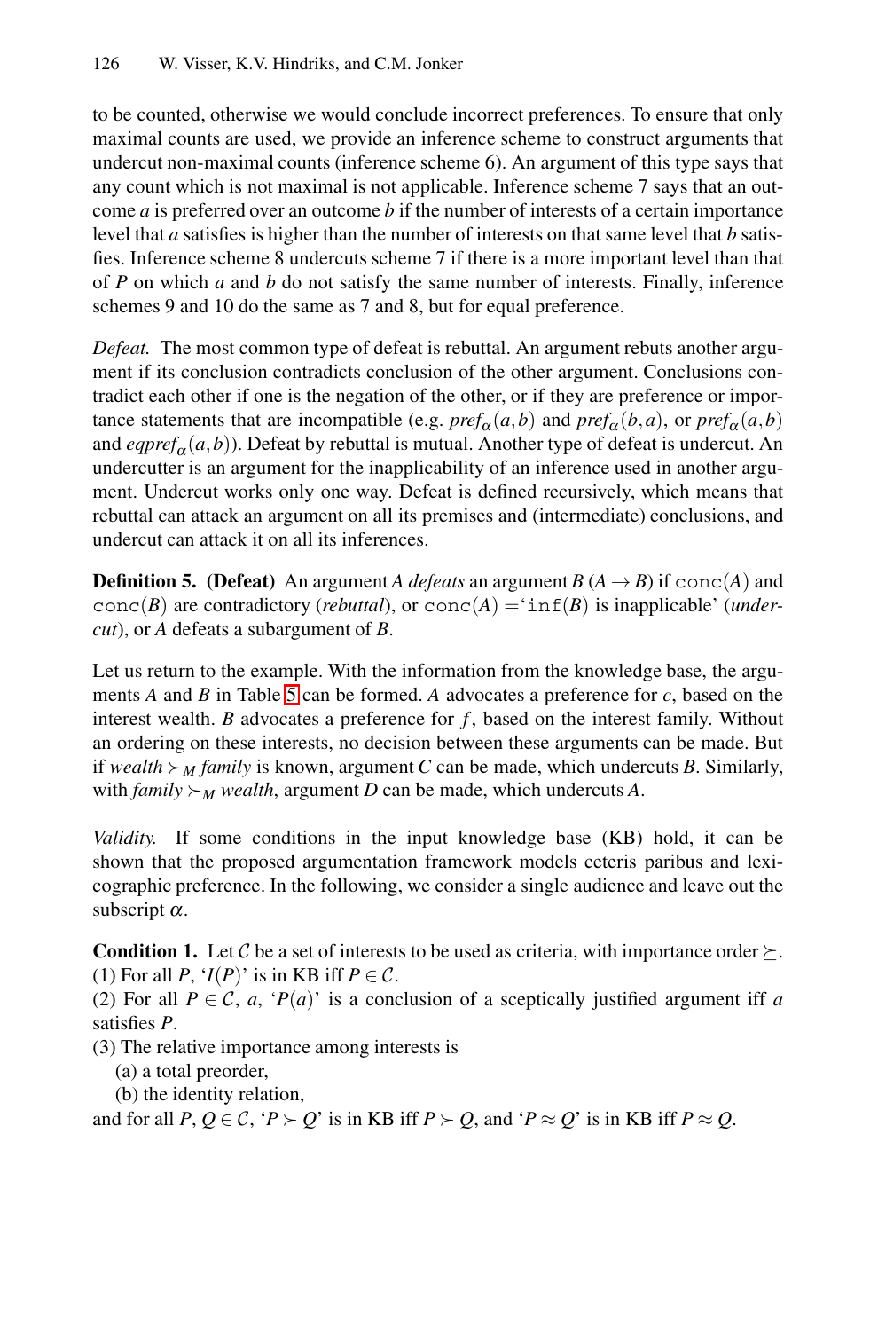to be counted, otherwise we would conclude incorrect preferences. To ensure that only maximal counts are used, we provide an inference scheme to construct arguments that undercut non-maximal counts (inference scheme 6). An argument of this type says that any count which is not maximal is not applicable. Inference scheme 7 says that an outcome $a$ is preferred over an outcome $b$ if the number of interests of a certain importance level that $a$ satisfies is higher than the number of interests on that same level that $b$ satisfies. Inference scheme 8 undercuts scheme 7 if there is a more important level than that of $P$ on which $a$ and $b$ do not satisfy the same number of interests. Finally, inference schemes 9 and 10 do the same as 7 and 8, but for equal preference.

*Defeat.* The most common type of defeat is rebuttal. An argument rebuts another argument if its conclusion contradicts conclusion of the other argument. Conclusions contradict each other if one is the negation of the other, or if they are preference or importance statements that are incompatible (e.g. $pref_\alpha(a,b)$ and $pref_\alpha(b,a)$, or $pref_\alpha(a,b)$ and $eqpref_\alpha(a,b)$). Defeat by rebuttal is mutual. Another type of defeat is undercut. An undercutter is an argument for the inapplicability of an inference used in another argument. Undercut works only one way. Defeat is defined recursively, which means that rebuttal can attack an argument on all its premises and (intermediate) conclusions, and undercut can attack it on all its inferences.

**Definition 5. (Defeat)** An argument $A$ *defeats* an argument $B$ ($A \rightarrow B$) if $\texttt{conc}(A)$ and $\texttt{conc}(B)$ are contradictory (*rebuttal*), or $\texttt{conc}(A) =$'$\texttt{inf}(B)$ is inapplicable' (*undercut*), or $A$ defeats a subargument of $B$.

Let us return to the example. With the information from the knowledge base, the arguments $A$ and $B$ in Table 5 can be formed. $A$ advocates a preference for $c$, based on the interest wealth. $B$ advocates a preference for $f$, based on the interest family. Without an ordering on these interests, no decision between these arguments can be made. But if $wealth \succ_M family$ is known, argument $C$ can be made, which undercuts $B$. Similarly, with $family \succ_M wealth$, argument $D$ can be made, which undercuts $A$.

*Validity.* If some conditions in the input knowledge base (KB) hold, it can be shown that the proposed argumentation framework models ceteris paribus and lexicographic preference. In the following, we consider a single audience and leave out the subscript $\alpha$.

**Condition 1.** Let $\mathcal{C}$ be a set of interests to be used as criteria, with importance order $\succeq$.
(1) For all $P$, '$I(P)$' is in KB iff $P \in \mathcal{C}$.
(2) For all $P \in \mathcal{C}$, $a$, '$P(a)$' is a conclusion of a sceptically justified argument iff $a$ satisfies $P$.
(3) The relative importance among interests is
   (a) a total preorder,
   (b) the identity relation,
and for all $P, Q \in \mathcal{C}$, '$P \succ Q$' is in KB iff $P \succ Q$, and '$P \approx Q$' is in KB iff $P \approx Q$.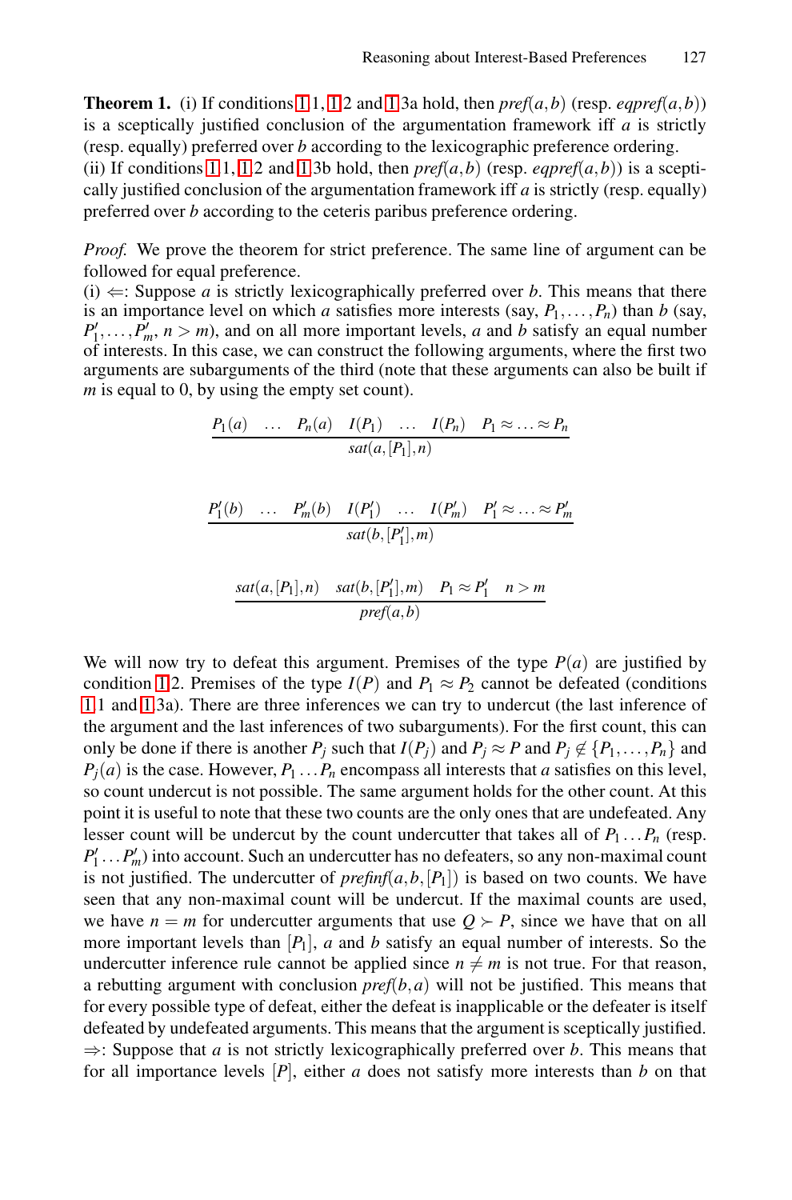**Theorem 1.** (i) If conditions 1.1, 1.2 and 1.3a hold, then *pref*$(a,b)$ (resp. *eqpref*$(a,b)$) is a sceptically justified conclusion of the argumentation framework iff $a$ is strictly (resp. equally) preferred over $b$ according to the lexicographic preference ordering.
(ii) If conditions 1.1, 1.2 and 1.3b hold, then *pref*$(a,b)$ (resp. *eqpref*$(a,b)$) is a sceptically justified conclusion of the argumentation framework iff $a$ is strictly (resp. equally) preferred over $b$ according to the ceteris paribus preference ordering.

*Proof.* We prove the theorem for strict preference. The same line of argument can be followed for equal preference.
(i) $\Leftarrow$: Suppose $a$ is strictly lexicographically preferred over $b$. This means that there is an importance level on which $a$ satisfies more interests (say, $P_1,\ldots,P_n$) than $b$ (say, $P'_1,\ldots,P'_m$, $n > m$), and on all more important levels, $a$ and $b$ satisfy an equal number of interests. In this case, we can construct the following arguments, where the first two arguments are subarguments of the third (note that these arguments can also be built if $m$ is equal to 0, by using the empty set count).

$$\frac{P_1(a) \quad \ldots \quad P_n(a) \quad I(P_1) \quad \ldots \quad I(P_n) \quad P_1 \approx \ldots \approx P_n}{sat(a,[P_1],n)}$$

$$\frac{P'_1(b) \quad \ldots \quad P'_m(b) \quad I(P'_1) \quad \ldots \quad I(P'_m) \quad P'_1 \approx \ldots \approx P'_m}{sat(b,[P'_1],m)}$$

$$\frac{sat(a,[P_1],n) \quad sat(b,[P'_1],m) \quad P_1 \approx P'_1 \quad n > m}{pref(a,b)}$$

We will now try to defeat this argument. Premises of the type $P(a)$ are justified by condition 1.2. Premises of the type $I(P)$ and $P_1 \approx P_2$ cannot be defeated (conditions 1.1 and 1.3a). There are three inferences we can try to undercut (the last inference of the argument and the last inferences of two subarguments). For the first count, this can only be done if there is another $P_j$ such that $I(P_j)$ and $P_j \approx P$ and $P_j \notin \{P_1,\ldots,P_n\}$ and $P_j(a)$ is the case. However, $P_1 \ldots P_n$ encompass all interests that $a$ satisfies on this level, so count undercut is not possible. The same argument holds for the other count. At this point it is useful to note that these two counts are the only ones that are undefeated. Any lesser count will be undercut by the count undercutter that takes all of $P_1 \ldots P_n$ (resp. $P'_1 \ldots P'_m$) into account. Such an undercutter has no defeaters, so any non-maximal count is not justified. The undercutter of *prefinf*$(a,b,[P_1])$ is based on two counts. We have seen that any non-maximal count will be undercut. If the maximal counts are used, we have $n = m$ for undercutter arguments that use $Q \succ P$, since we have that on all more important levels than $[P_1]$, $a$ and $b$ satisfy an equal number of interests. So the undercutter inference rule cannot be applied since $n \neq m$ is not true. For that reason, a rebutting argument with conclusion *pref*$(b,a)$ will not be justified. This means that for every possible type of defeat, either the defeat is inapplicable or the defeater is itself defeated by undefeated arguments. This means that the argument is sceptically justified.
$\Rightarrow$: Suppose that $a$ is not strictly lexicographically preferred over $b$. This means that for all importance levels $[P]$, either $a$ does not satisfy more interests than $b$ on that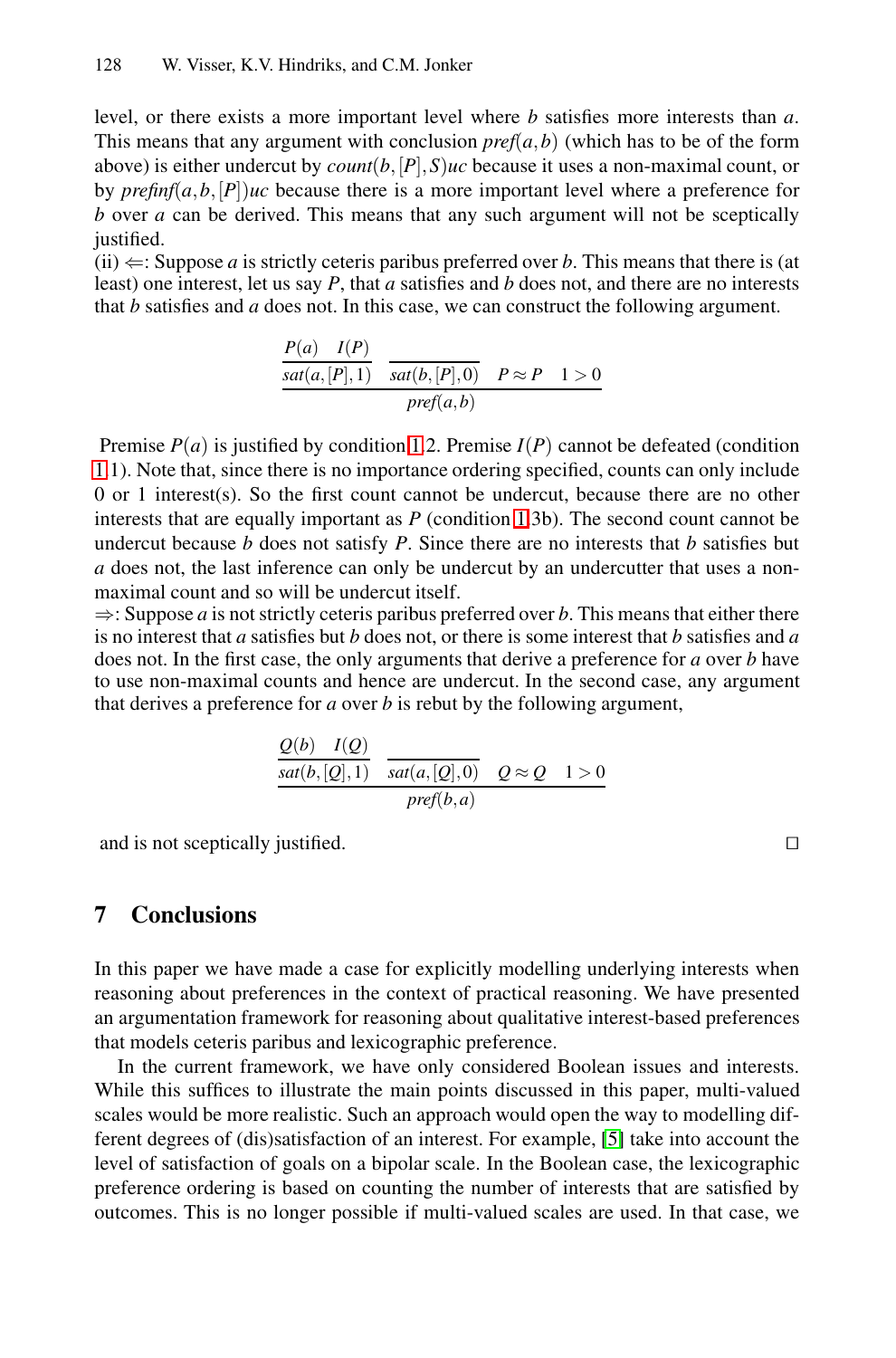level, or there exists a more important level where $b$ satisfies more interests than $a$. This means that any argument with conclusion $pref(a,b)$ (which has to be of the form above) is either undercut by $count(b,[P],S)uc$ because it uses a non-maximal count, or by $prefinf(a,b,[P])uc$ because there is a more important level where a preference for $b$ over $a$ can be derived. This means that any such argument will not be sceptically justified.

(ii) $\Leftarrow$: Suppose $a$ is strictly ceteris paribus preferred over $b$. This means that there is (at least) one interest, let us say $P$, that $a$ satisfies and $b$ does not, and there are no interests that $b$ satisfies and $a$ does not. In this case, we can construct the following argument.

$$\dfrac{\dfrac{P(a) \quad I(P)}{sat(a,[P],1)} \quad \dfrac{}{sat(b,[P],0)} \quad P \approx P \quad 1 > 0}{pref(a,b)}$$

Premise $P(a)$ is justified by condition 1.2. Premise $I(P)$ cannot be defeated (condition 1.1). Note that, since there is no importance ordering specified, counts can only include 0 or 1 interest(s). So the first count cannot be undercut, because there are no other interests that are equally important as $P$ (condition 1.3b). The second count cannot be undercut because $b$ does not satisfy $P$. Since there are no interests that $b$ satisfies but $a$ does not, the last inference can only be undercut by an undercutter that uses a non-maximal count and so will be undercut itself.

$\Rightarrow$: Suppose $a$ is not strictly ceteris paribus preferred over $b$. This means that either there is no interest that $a$ satisfies but $b$ does not, or there is some interest that $b$ satisfies and $a$ does not. In the first case, the only arguments that derive a preference for $a$ over $b$ have to use non-maximal counts and hence are undercut. In the second case, any argument that derives a preference for $a$ over $b$ is rebut by the following argument,

$$\dfrac{\dfrac{Q(b) \quad I(Q)}{sat(b,[Q],1)} \quad \dfrac{}{sat(a,[Q],0)} \quad Q \approx Q \quad 1 > 0}{pref(b,a)}$$

and is not sceptically justified. □

## 7 Conclusions

In this paper we have made a case for explicitly modelling underlying interests when reasoning about preferences in the context of practical reasoning. We have presented an argumentation framework for reasoning about qualitative interest-based preferences that models ceteris paribus and lexicographic preference.

In the current framework, we have only considered Boolean issues and interests. While this suffices to illustrate the main points discussed in this paper, multi-valued scales would be more realistic. Such an approach would open the way to modelling different degrees of (dis)satisfaction of an interest. For example, [5] take into account the level of satisfaction of goals on a bipolar scale. In the Boolean case, the lexicographic preference ordering is based on counting the number of interests that are satisfied by outcomes. This is no longer possible if multi-valued scales are used. In that case, we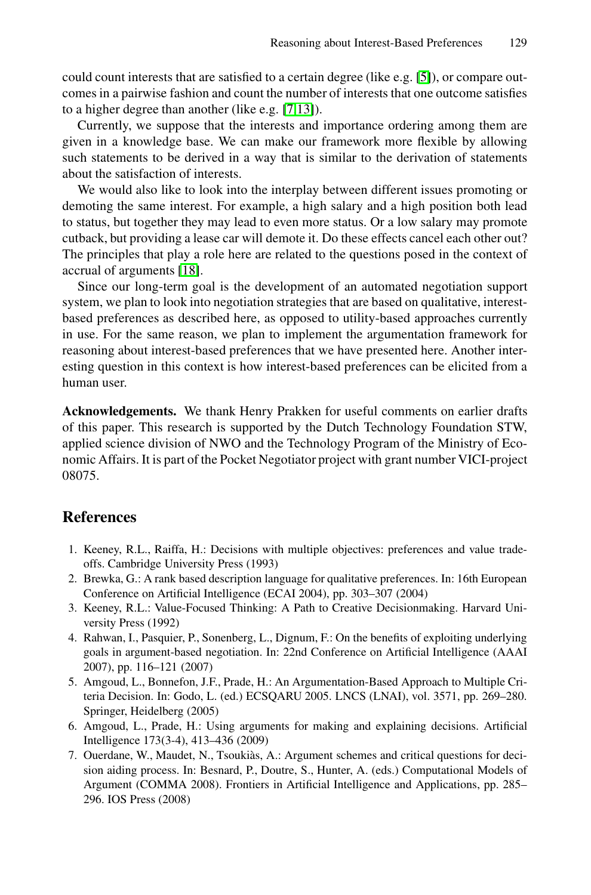could count interests that are satisfied to a certain degree (like e.g. [5]), or compare outcomes in a pairwise fashion and count the number of interests that one outcome satisfies to a higher degree than another (like e.g. [7,13]).

Currently, we suppose that the interests and importance ordering among them are given in a knowledge base. We can make our framework more flexible by allowing such statements to be derived in a way that is similar to the derivation of statements about the satisfaction of interests.

We would also like to look into the interplay between different issues promoting or demoting the same interest. For example, a high salary and a high position both lead to status, but together they may lead to even more status. Or a low salary may promote cutback, but providing a lease car will demote it. Do these effects cancel each other out? The principles that play a role here are related to the questions posed in the context of accrual of arguments [18].

Since our long-term goal is the development of an automated negotiation support system, we plan to look into negotiation strategies that are based on qualitative, interest-based preferences as described here, as opposed to utility-based approaches currently in use. For the same reason, we plan to implement the argumentation framework for reasoning about interest-based preferences that we have presented here. Another interesting question in this context is how interest-based preferences can be elicited from a human user.

**Acknowledgements.** We thank Henry Prakken for useful comments on earlier drafts of this paper. This research is supported by the Dutch Technology Foundation STW, applied science division of NWO and the Technology Program of the Ministry of Economic Affairs. It is part of the Pocket Negotiator project with grant number VICI-project 08075.

## References

1. Keeney, R.L., Raiffa, H.: Decisions with multiple objectives: preferences and value tradeoffs. Cambridge University Press (1993)
2. Brewka, G.: A rank based description language for qualitative preferences. In: 16th European Conference on Artificial Intelligence (ECAI 2004), pp. 303–307 (2004)
3. Keeney, R.L.: Value-Focused Thinking: A Path to Creative Decisionmaking. Harvard University Press (1992)
4. Rahwan, I., Pasquier, P., Sonenberg, L., Dignum, F.: On the benefits of exploiting underlying goals in argument-based negotiation. In: 22nd Conference on Artificial Intelligence (AAAI 2007), pp. 116–121 (2007)
5. Amgoud, L., Bonnefon, J.F., Prade, H.: An Argumentation-Based Approach to Multiple Criteria Decision. In: Godo, L. (ed.) ECSQARU 2005. LNCS (LNAI), vol. 3571, pp. 269–280. Springer, Heidelberg (2005)
6. Amgoud, L., Prade, H.: Using arguments for making and explaining decisions. Artificial Intelligence 173(3-4), 413–436 (2009)
7. Ouerdane, W., Maudet, N., Tsoukiàs, A.: Argument schemes and critical questions for decision aiding process. In: Besnard, P., Doutre, S., Hunter, A. (eds.) Computational Models of Argument (COMMA 2008). Frontiers in Artificial Intelligence and Applications, pp. 285–296. IOS Press (2008)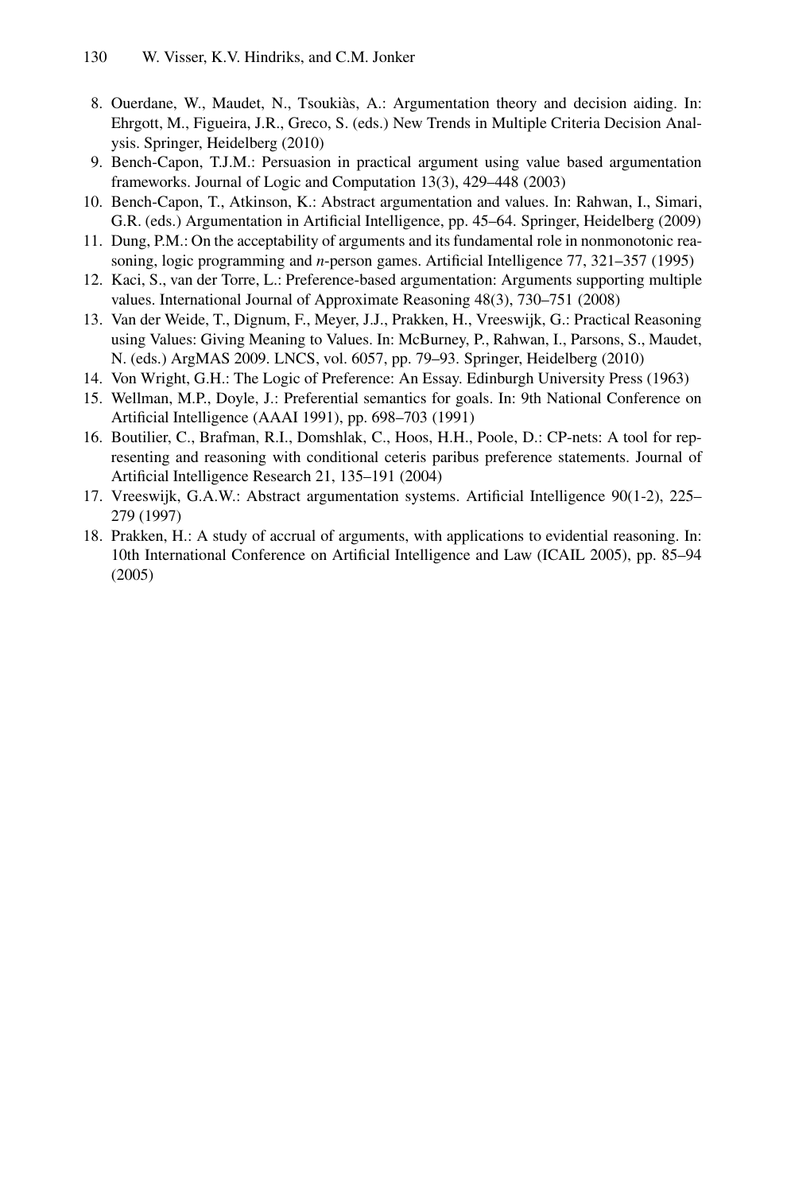8. Ouerdane, W., Maudet, N., Tsoukiàs, A.: Argumentation theory and decision aiding. In: Ehrgott, M., Figueira, J.R., Greco, S. (eds.) New Trends in Multiple Criteria Decision Analysis. Springer, Heidelberg (2010)
9. Bench-Capon, T.J.M.: Persuasion in practical argument using value based argumentation frameworks. Journal of Logic and Computation 13(3), 429–448 (2003)
10. Bench-Capon, T., Atkinson, K.: Abstract argumentation and values. In: Rahwan, I., Simari, G.R. (eds.) Argumentation in Artificial Intelligence, pp. 45–64. Springer, Heidelberg (2009)
11. Dung, P.M.: On the acceptability of arguments and its fundamental role in nonmonotonic reasoning, logic programming and *n*-person games. Artificial Intelligence 77, 321–357 (1995)
12. Kaci, S., van der Torre, L.: Preference-based argumentation: Arguments supporting multiple values. International Journal of Approximate Reasoning 48(3), 730–751 (2008)
13. Van der Weide, T., Dignum, F., Meyer, J.J., Prakken, H., Vreeswijk, G.: Practical Reasoning using Values: Giving Meaning to Values. In: McBurney, P., Rahwan, I., Parsons, S., Maudet, N. (eds.) ArgMAS 2009. LNCS, vol. 6057, pp. 79–93. Springer, Heidelberg (2010)
14. Von Wright, G.H.: The Logic of Preference: An Essay. Edinburgh University Press (1963)
15. Wellman, M.P., Doyle, J.: Preferential semantics for goals. In: 9th National Conference on Artificial Intelligence (AAAI 1991), pp. 698–703 (1991)
16. Boutilier, C., Brafman, R.I., Domshlak, C., Hoos, H.H., Poole, D.: CP-nets: A tool for representing and reasoning with conditional ceteris paribus preference statements. Journal of Artificial Intelligence Research 21, 135–191 (2004)
17. Vreeswijk, G.A.W.: Abstract argumentation systems. Artificial Intelligence 90(1-2), 225–279 (1997)
18. Prakken, H.: A study of accrual of arguments, with applications to evidential reasoning. In: 10th International Conference on Artificial Intelligence and Law (ICAIL 2005), pp. 85–94 (2005)